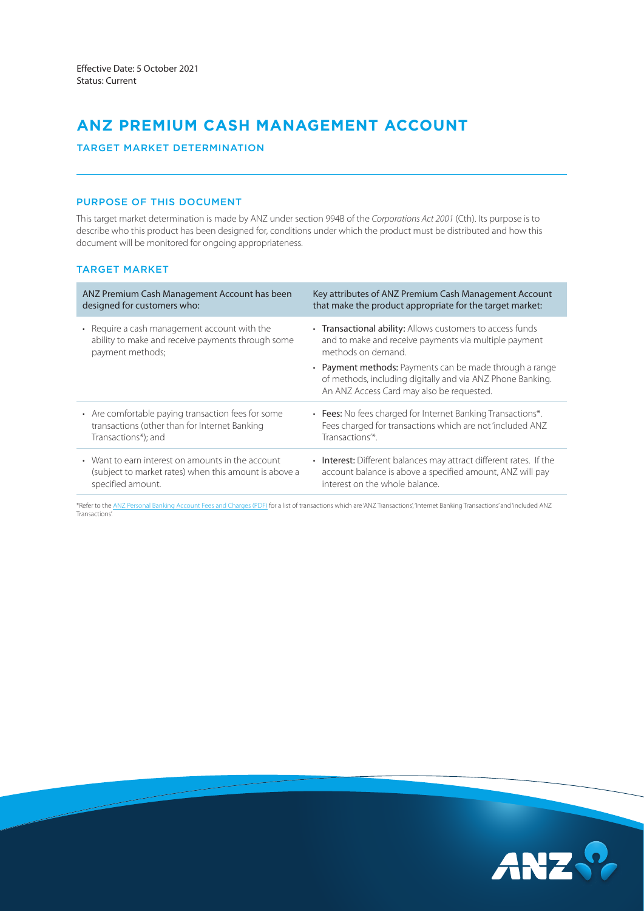Effective Date: 5 October 2021
Status: Current

# ANZ PREMIUM CASH MANAGEMENT ACCOUNT

## TARGET MARKET DETERMINATION

### PURPOSE OF THIS DOCUMENT

This target market determination is made by ANZ under section 994B of the *Corporations Act 2001* (Cth). Its purpose is to describe who this product has been designed for, conditions under which the product must be distributed and how this document will be monitored for ongoing appropriateness.

### TARGET MARKET

| ANZ Premium Cash Management Account has been designed for customers who: | Key attributes of ANZ Premium Cash Management Account that make the product appropriate for the target market: |
|---|---|
| • Require a cash management account with the ability to make and receive payments through some payment methods; | • **Transactional ability:** Allows customers to access funds and to make and receive payments via multiple payment methods on demand.<br>• **Payment methods:** Payments can be made through a range of methods, including digitally and via ANZ Phone Banking. An ANZ Access Card may also be requested. |
| • Are comfortable paying transaction fees for some transactions (other than for Internet Banking Transactions*); and | • **Fees:** No fees charged for Internet Banking Transactions*. Fees charged for transactions which are not 'included ANZ Transactions'*. |
| • Want to earn interest on amounts in the account (subject to market rates) when this amount is above a specified amount. | • **Interest:** Different balances may attract different rates. If the account balance is above a specified amount, ANZ will pay interest on the whole balance. |

*Refer to the ANZ Personal Banking Account Fees and Charges (PDF) for a list of transactions which are 'ANZ Transactions', 'Internet Banking Transactions' and 'included ANZ Transactions'.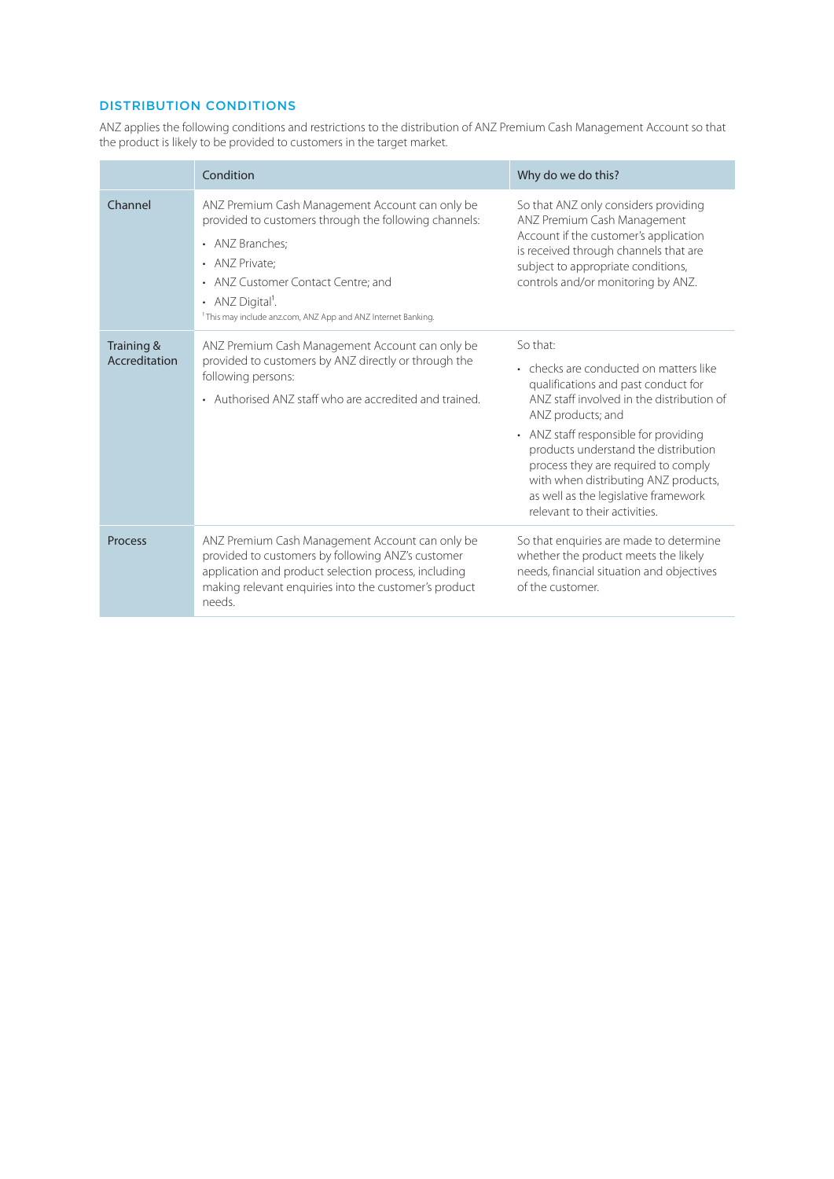## DISTRIBUTION CONDITIONS

ANZ applies the following conditions and restrictions to the distribution of ANZ Premium Cash Management Account so that the product is likely to be provided to customers in the target market.

| | Condition | Why do we do this? |
|---|---|---|
| Channel | ANZ Premium Cash Management Account can only be provided to customers through the following channels:<br>• ANZ Branches;<br>• ANZ Private;<br>• ANZ Customer Contact Centre; and<br>• ANZ Digital[1].<br>[1] This may include anz.com, ANZ App and ANZ Internet Banking. | So that ANZ only considers providing ANZ Premium Cash Management Account if the customer's application is received through channels that are subject to appropriate conditions, controls and/or monitoring by ANZ. |
| Training & Accreditation | ANZ Premium Cash Management Account can only be provided to customers by ANZ directly or through the following persons:<br>• Authorised ANZ staff who are accredited and trained. | So that:<br>• checks are conducted on matters like qualifications and past conduct for ANZ staff involved in the distribution of ANZ products; and<br>• ANZ staff responsible for providing products understand the distribution process they are required to comply with when distributing ANZ products, as well as the legislative framework relevant to their activities. |
| Process | ANZ Premium Cash Management Account can only be provided to customers by following ANZ's customer application and product selection process, including making relevant enquiries into the customer's product needs. | So that enquiries are made to determine whether the product meets the likely needs, financial situation and objectives of the customer. |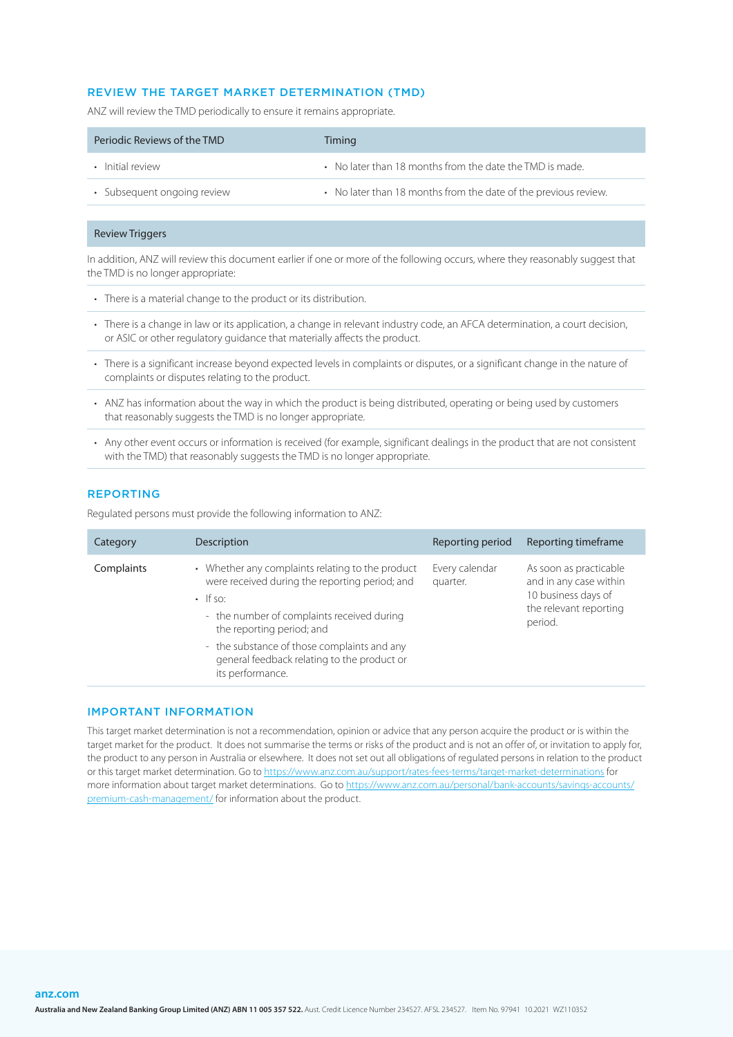## REVIEW THE TARGET MARKET DETERMINATION (TMD)

ANZ will review the TMD periodically to ensure it remains appropriate.

| Periodic Reviews of the TMD | Timing |
|---|---|
| • Initial review | • No later than 18 months from the date the TMD is made. |
| • Subsequent ongoing review | • No later than 18 months from the date of the previous review. |

**Review Triggers**

In addition, ANZ will review this document earlier if one or more of the following occurs, where they reasonably suggest that the TMD is no longer appropriate:

- There is a material change to the product or its distribution.
- There is a change in law or its application, a change in relevant industry code, an AFCA determination, a court decision, or ASIC or other regulatory guidance that materially affects the product.
- There is a significant increase beyond expected levels in complaints or disputes, or a significant change in the nature of complaints or disputes relating to the product.
- ANZ has information about the way in which the product is being distributed, operating or being used by customers that reasonably suggests the TMD is no longer appropriate.
- Any other event occurs or information is received (for example, significant dealings in the product that are not consistent with the TMD) that reasonably suggests the TMD is no longer appropriate.

## REPORTING

Regulated persons must provide the following information to ANZ:

| Category | Description | Reporting period | Reporting timeframe |
|---|---|---|---|
| Complaints | • Whether any complaints relating to the product were received during the reporting period; and<br>• If so:<br>- the number of complaints received during the reporting period; and<br>- the substance of those complaints and any general feedback relating to the product or its performance. | Every calendar quarter. | As soon as practicable and in any case within 10 business days of the relevant reporting period. |

## IMPORTANT INFORMATION

This target market determination is not a recommendation, opinion or advice that any person acquire the product or is within the target market for the product. It does not summarise the terms or risks of the product and is not an offer of, or invitation to apply for, the product to any person in Australia or elsewhere. It does not set out all obligations of regulated persons in relation to the product or this target market determination. Go to https://www.anz.com.au/support/rates-fees-terms/target-market-determinations for more information about target market determinations. Go to https://www.anz.com.au/personal/bank-accounts/savings-accounts/premium-cash-management/ for information about the product.

anz.com

**Australia and New Zealand Banking Group Limited (ANZ) ABN 11 005 357 522.** Aust. Credit Licence Number 234527. AFSL 234527. Item No. 97941 10.2021 WZ110352